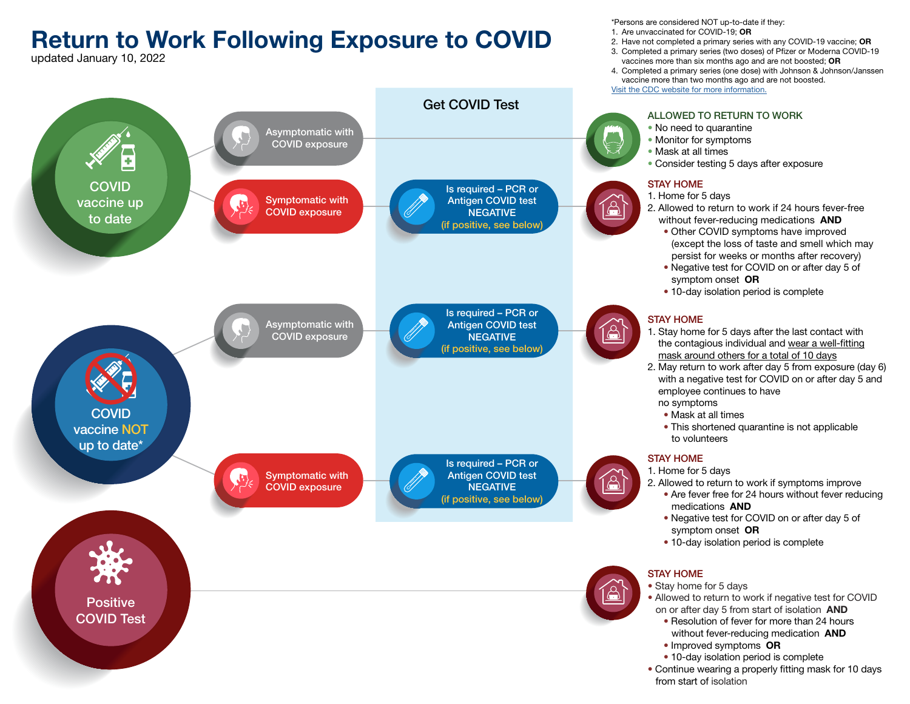# Return to Work Following Exposure to COVID

updated January 10, 2022

*Persons are considered NOT up-to-date if they:

1. Are unvaccinated for COVID-19; **OR**
2. Have not completed a primary series with any COVID-19 vaccine; **OR**
3. Completed a primary series (two doses) of Pfizer or Moderna COVID-19 vaccines more than six months ago and are not boosted; **OR**
4. Completed a primary series (one dose) with Johnson & Johnson/Janssen vaccine more than two months ago and are not boosted.

Visit the CDC website for more information.

## Get COVID Test

## COVID vaccine up to date

### Asymptomatic with COVID exposure

**ALLOWED TO RETURN TO WORK**

- No need to quarantine
- Monitor for symptoms
- Mask at all times
- Consider testing 5 days after exposure

### Symptomatic with COVID exposure

Is required – PCR or Antigen COVID test NEGATIVE (if positive, see below)

**STAY HOME**

1. Home for 5 days
2. Allowed to return to work if 24 hours fever-free without fever-reducing medications **AND**
   - Other COVID symptoms have improved (except the loss of taste and smell which may persist for weeks or months after recovery)
   - Negative test for COVID on or after day 5 of symptom onset **OR**
   - 10-day isolation period is complete

## COVID vaccine NOT up to date*

### Asymptomatic with COVID exposure

Is required – PCR or Antigen COVID test NEGATIVE (if positive, see below)

**STAY HOME**

1. Stay home for 5 days after the last contact with the contagious individual and wear a well-fitting mask around others for a total of 10 days
2. May return to work after day 5 from exposure (day 6) with a negative test for COVID on or after day 5 and employee continues to have no symptoms
   - Mask at all times
   - This shortened quarantine is not applicable to volunteers

### Symptomatic with COVID exposure

Is required – PCR or Antigen COVID test NEGATIVE (if positive, see below)

**STAY HOME**

1. Home for 5 days
2. Allowed to return to work if symptoms improve
   - Are fever free for 24 hours without fever reducing medications **AND**
   - Negative test for COVID on or after day 5 of symptom onset **OR**
   - 10-day isolation period is complete

## Positive COVID Test

**STAY HOME**

- Stay home for 5 days
- Allowed to return to work if negative test for COVID on or after day 5 from start of isolation **AND**
  - Resolution of fever for more than 24 hours without fever-reducing medication **AND**
  - Improved symptoms **OR**
  - 10-day isolation period is complete
- Continue wearing a properly fitting mask for 10 days from start of isolation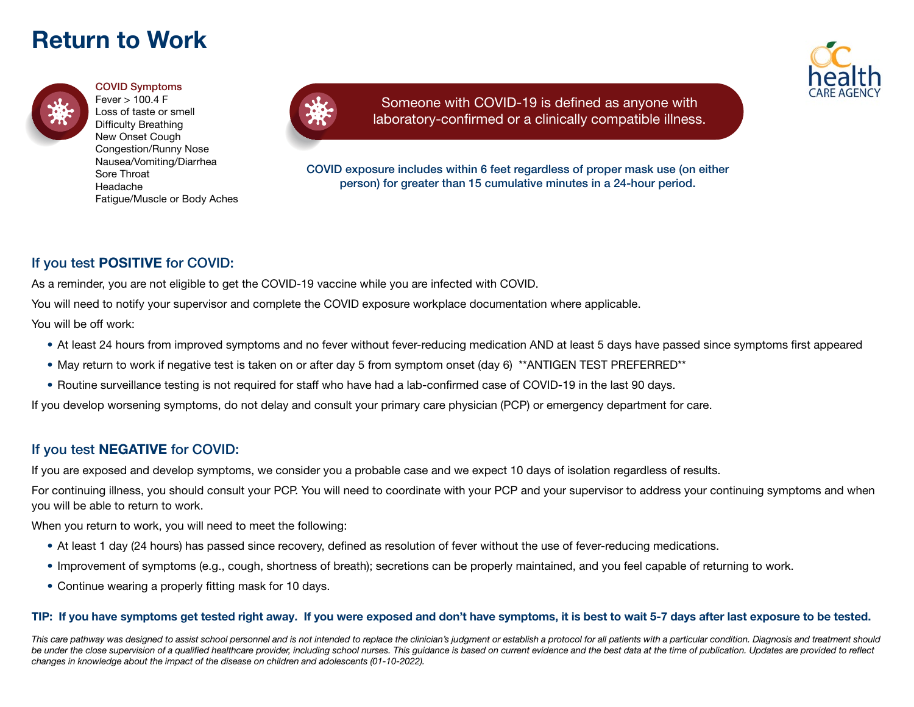# Return to Work

**COVID Symptoms**

Fever > 100.4 F
Loss of taste or smell
Difficulty Breathing
New Onset Cough
Congestion/Runny Nose
Nausea/Vomiting/Diarrhea
Sore Throat
Headache
Fatigue/Muscle or Body Aches

Someone with COVID-19 is defined as anyone with laboratory-confirmed or a clinically compatible illness.

**COVID exposure includes within 6 feet regardless of proper mask use (on either person) for greater than 15 cumulative minutes in a 24-hour period.**

OC health CARE AGENCY

## If you test **POSITIVE** for COVID:

As a reminder, you are not eligible to get the COVID-19 vaccine while you are infected with COVID.

You will need to notify your supervisor and complete the COVID exposure workplace documentation where applicable.

You will be off work:

- At least 24 hours from improved symptoms and no fever without fever-reducing medication AND at least 5 days have passed since symptoms first appeared
- May return to work if negative test is taken on or after day 5 from symptom onset (day 6) **ANTIGEN TEST PREFERRED**
- Routine surveillance testing is not required for staff who have had a lab-confirmed case of COVID-19 in the last 90 days.

If you develop worsening symptoms, do not delay and consult your primary care physician (PCP) or emergency department for care.

## If you test **NEGATIVE** for COVID:

If you are exposed and develop symptoms, we consider you a probable case and we expect 10 days of isolation regardless of results.

For continuing illness, you should consult your PCP. You will need to coordinate with your PCP and your supervisor to address your continuing symptoms and when you will be able to return to work.

When you return to work, you will need to meet the following:

- At least 1 day (24 hours) has passed since recovery, defined as resolution of fever without the use of fever-reducing medications.
- Improvement of symptoms (e.g., cough, shortness of breath); secretions can be properly maintained, and you feel capable of returning to work.
- Continue wearing a properly fitting mask for 10 days.

**TIP: If you have symptoms get tested right away. If you were exposed and don't have symptoms, it is best to wait 5-7 days after last exposure to be tested.**

*This care pathway was designed to assist school personnel and is not intended to replace the clinician's judgment or establish a protocol for all patients with a particular condition. Diagnosis and treatment should be under the close supervision of a qualified healthcare provider, including school nurses. This guidance is based on current evidence and the best data at the time of publication. Updates are provided to reflect changes in knowledge about the impact of the disease on children and adolescents (01-10-2022).*